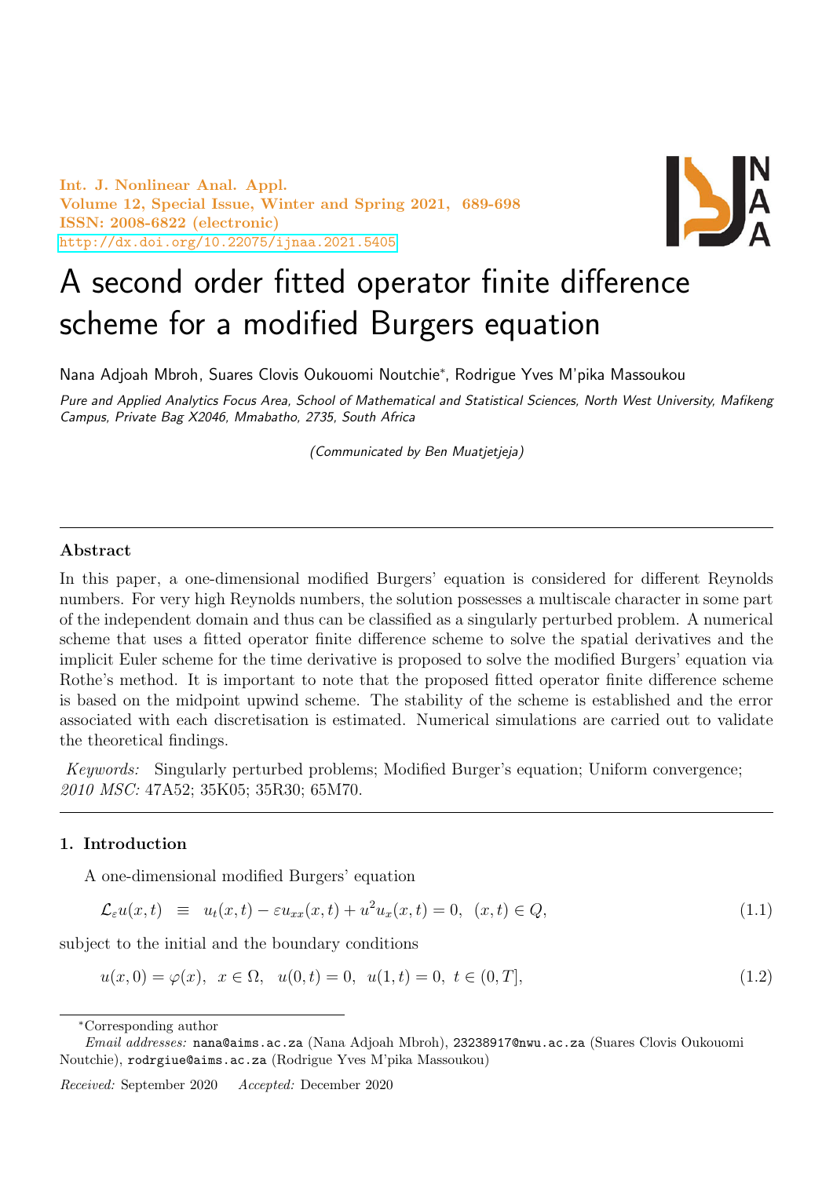# A second order fitted operator finite difference scheme for a modified Burgers equation

Nana Adjoah Mbroh, Suares Clovis Oukouomi Noutchie*, Rodrigue Yves M'pika Massoukou

*Pure and Applied Analytics Focus Area, School of Mathematical and Statistical Sciences, North West University, Mafikeng Campus, Private Bag X2046, Mmabatho, 2735, South Africa*

*(Communicated by Ben Muatjetjeja)*

---

## Abstract

In this paper, a one-dimensional modified Burgers' equation is considered for different Reynolds numbers. For very high Reynolds numbers, the solution possesses a multiscale character in some part of the independent domain and thus can be classified as a singularly perturbed problem. A numerical scheme that uses a fitted operator finite difference scheme to solve the spatial derivatives and the implicit Euler scheme for the time derivative is proposed to solve the modified Burgers' equation via Rothe's method. It is important to note that the proposed fitted operator finite difference scheme is based on the midpoint upwind scheme. The stability of the scheme is established and the error associated with each discretisation is estimated. Numerical simulations are carried out to validate the theoretical findings.

*Keywords:* Singularly perturbed problems; Modified Burger's equation; Uniform convergence;
*2010 MSC:* 47A52; 35K05; 35R30; 65M70.

---

## 1. Introduction

A one-dimensional modified Burgers' equation

$$\mathcal{L}_{\varepsilon}u(x,t) \;\; \equiv \;\; u_t(x,t) - \varepsilon u_{xx}(x,t) + u^2 u_x(x,t) = 0, \;\; (x,t) \in Q, \tag{1.1}$$

subject to the initial and the boundary conditions

$$u(x,0) = \varphi(x), \;\; x \in \Omega, \;\;\; u(0,t) = 0, \;\; u(1,t) = 0, \;\; t \in (0,T], \tag{1.2}$$

---

*Corresponding author

*Email addresses:* nana@aims.ac.za (Nana Adjoah Mbroh), 23238917@nwu.ac.za (Suares Clovis Oukouomi Noutchie), rodrgiue@aims.ac.za (Rodrigue Yves M'pika Massoukou)

*Received:* September 2020 *Accepted:* December 2020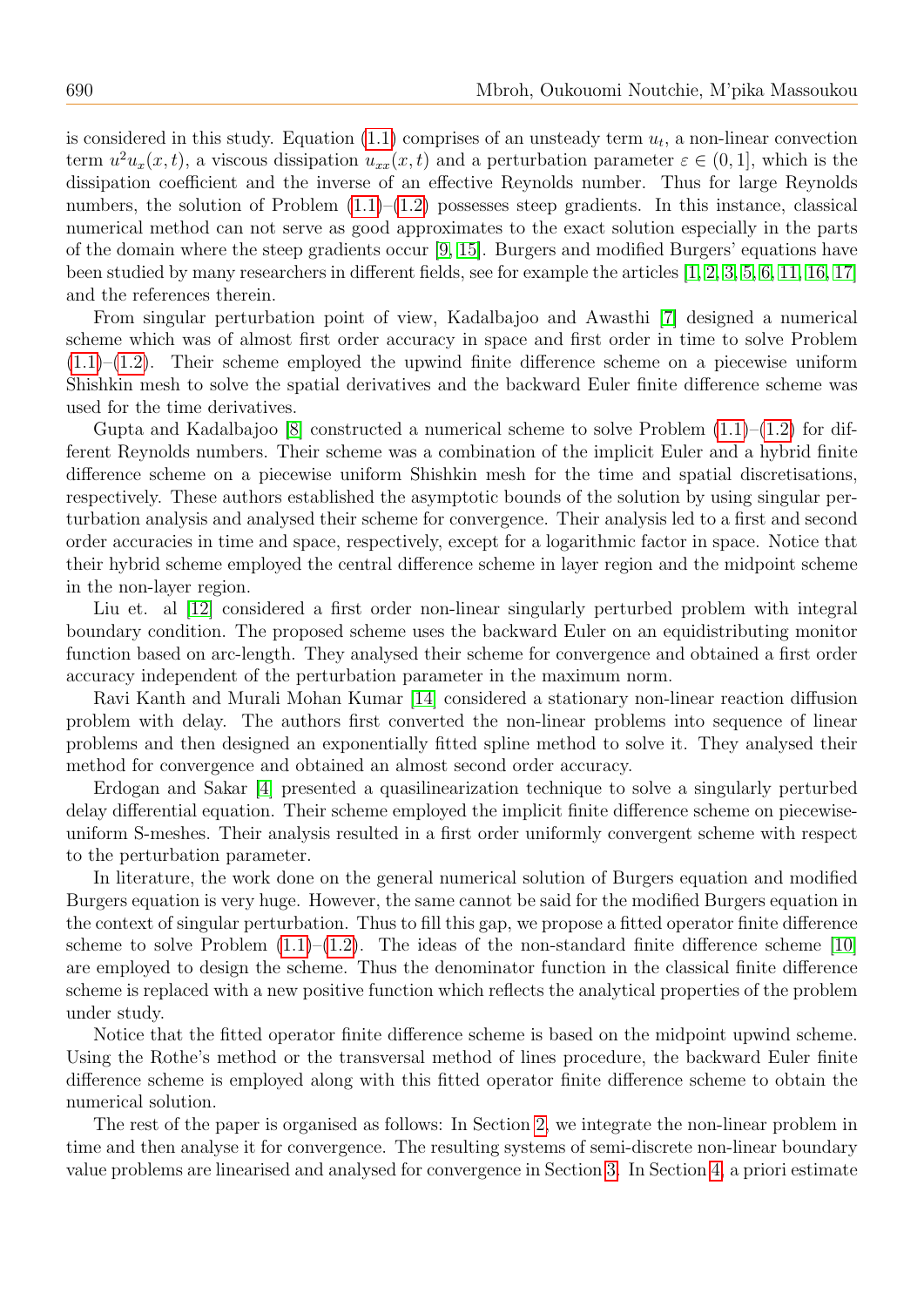is considered in this study. Equation (1.1) comprises of an unsteady term $u_t$, a non-linear convection term $u^2u_x(x,t)$, a viscous dissipation $u_{xx}(x,t)$ and a perturbation parameter $\varepsilon \in (0,1]$, which is the dissipation coefficient and the inverse of an effective Reynolds number. Thus for large Reynolds numbers, the solution of Problem (1.1)–(1.2) possesses steep gradients. In this instance, classical numerical method can not serve as good approximates to the exact solution especially in the parts of the domain where the steep gradients occur [9, 15]. Burgers and modified Burgers' equations have been studied by many researchers in different fields, see for example the articles [1, 2, 3, 5, 6, 11, 16, 17] and the references therein.

From singular perturbation point of view, Kadalbajoo and Awasthi [7] designed a numerical scheme which was of almost first order accuracy in space and first order in time to solve Problem (1.1)–(1.2). Their scheme employed the upwind finite difference scheme on a piecewise uniform Shishkin mesh to solve the spatial derivatives and the backward Euler finite difference scheme was used for the time derivatives.

Gupta and Kadalbajoo [8] constructed a numerical scheme to solve Problem (1.1)–(1.2) for different Reynolds numbers. Their scheme was a combination of the implicit Euler and a hybrid finite difference scheme on a piecewise uniform Shishkin mesh for the time and spatial discretisations, respectively. These authors established the asymptotic bounds of the solution by using singular perturbation analysis and analysed their scheme for convergence. Their analysis led to a first and second order accuracies in time and space, respectively, except for a logarithmic factor in space. Notice that their hybrid scheme employed the central difference scheme in layer region and the midpoint scheme in the non-layer region.

Liu et. al [12] considered a first order non-linear singularly perturbed problem with integral boundary condition. The proposed scheme uses the backward Euler on an equidistributing monitor function based on arc-length. They analysed their scheme for convergence and obtained a first order accuracy independent of the perturbation parameter in the maximum norm.

Ravi Kanth and Murali Mohan Kumar [14] considered a stationary non-linear reaction diffusion problem with delay. The authors first converted the non-linear problems into sequence of linear problems and then designed an exponentially fitted spline method to solve it. They analysed their method for convergence and obtained an almost second order accuracy.

Erdogan and Sakar [4] presented a quasilinearization technique to solve a singularly perturbed delay differential equation. Their scheme employed the implicit finite difference scheme on piecewise-uniform S-meshes. Their analysis resulted in a first order uniformly convergent scheme with respect to the perturbation parameter.

In literature, the work done on the general numerical solution of Burgers equation and modified Burgers equation is very huge. However, the same cannot be said for the modified Burgers equation in the context of singular perturbation. Thus to fill this gap, we propose a fitted operator finite difference scheme to solve Problem (1.1)–(1.2). The ideas of the non-standard finite difference scheme [10] are employed to design the scheme. Thus the denominator function in the classical finite difference scheme is replaced with a new positive function which reflects the analytical properties of the problem under study.

Notice that the fitted operator finite difference scheme is based on the midpoint upwind scheme. Using the Rothe's method or the transversal method of lines procedure, the backward Euler finite difference scheme is employed along with this fitted operator finite difference scheme to obtain the numerical solution.

The rest of the paper is organised as follows: In Section 2, we integrate the non-linear problem in time and then analyse it for convergence. The resulting systems of semi-discrete non-linear boundary value problems are linearised and analysed for convergence in Section 3. In Section 4, a priori estimate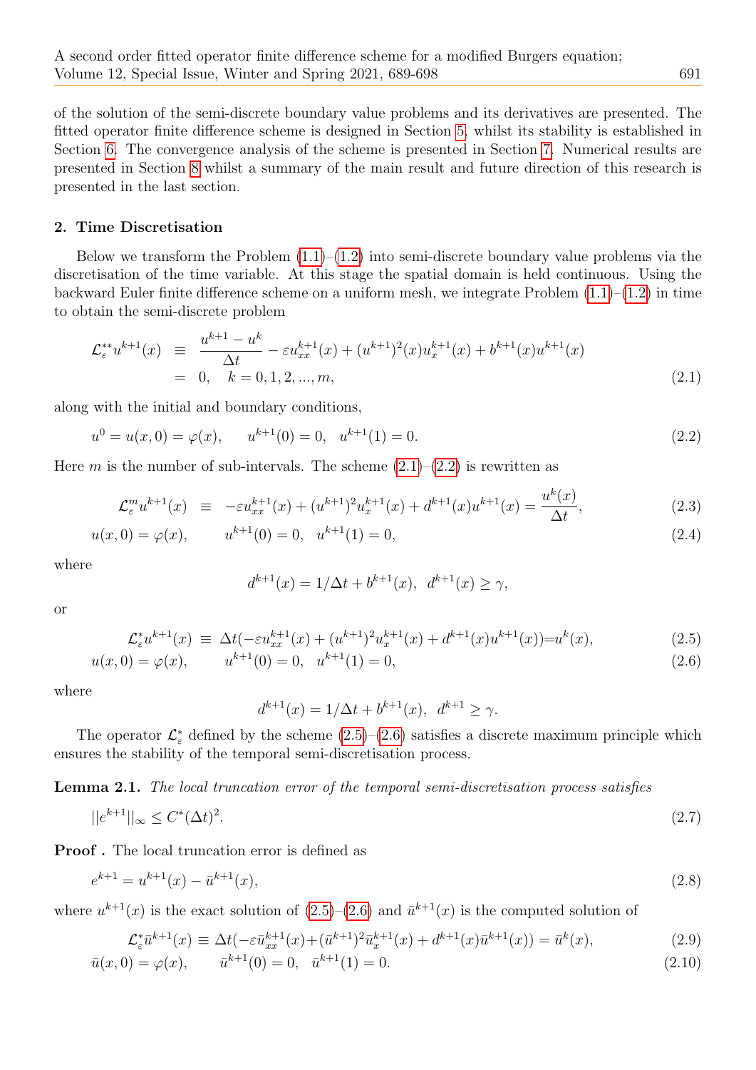of the solution of the semi-discrete boundary value problems and its derivatives are presented. The fitted operator finite difference scheme is designed in Section 5, whilst its stability is established in Section 6. The convergence analysis of the scheme is presented in Section 7. Numerical results are presented in Section 8 whilst a summary of the main result and future direction of this research is presented in the last section.

## 2. Time Discretisation

Below we transform the Problem (1.1)–(1.2) into semi-discrete boundary value problems via the discretisation of the time variable. At this stage the spatial domain is held continuous. Using the backward Euler finite difference scheme on a uniform mesh, we integrate Problem (1.1)–(1.2) in time to obtain the semi-discrete problem

$$
\begin{aligned}
\mathcal{L}_{\varepsilon}^{**}u^{k+1}(x) &\equiv \frac{u^{k+1}-u^k}{\Delta t} - \varepsilon u_{xx}^{k+1}(x) + (u^{k+1})^2(x)u_x^{k+1}(x) + b^{k+1}(x)u^{k+1}(x) \\
&= 0, \quad k = 0, 1, 2, ..., m, \qquad (2.1)
\end{aligned}
$$

along with the initial and boundary conditions,

$$
u^0 = u(x, 0) = \varphi(x), \qquad u^{k+1}(0) = 0, \quad u^{k+1}(1) = 0. \qquad (2.2)
$$

Here $m$ is the number of sub-intervals. The scheme (2.1)–(2.2) is rewritten as

$$
\mathcal{L}_{\varepsilon}^{m}u^{k+1}(x) \equiv -\varepsilon u_{xx}^{k+1}(x) + (u^{k+1})^2 u_x^{k+1}(x) + d^{k+1}(x)u^{k+1}(x) = \frac{u^k(x)}{\Delta t}, \qquad (2.3)
$$

$$
u(x, 0) = \varphi(x), \qquad u^{k+1}(0) = 0, \quad u^{k+1}(1) = 0, \qquad (2.4)
$$

where

$$
d^{k+1}(x) = 1/\Delta t + b^{k+1}(x), \;\; d^{k+1}(x) \geq \gamma,
$$

or

$$
\mathcal{L}_{\varepsilon}^{*}u^{k+1}(x) \equiv \Delta t(-\varepsilon u_{xx}^{k+1}(x) + (u^{k+1})^2 u_x^{k+1}(x) + d^{k+1}(x)u^{k+1}(x)) = u^k(x), \qquad (2.5)
$$

$$
u(x, 0) = \varphi(x), \qquad u^{k+1}(0) = 0, \quad u^{k+1}(1) = 0, \qquad (2.6)
$$

where

$$
d^{k+1}(x) = 1/\Delta t + b^{k+1}(x), \;\; d^{k+1} \geq \gamma.
$$

The operator $\mathcal{L}_{\varepsilon}^{*}$ defined by the scheme (2.5)–(2.6) satisfies a discrete maximum principle which ensures the stability of the temporal semi-discretisation process.

**Lemma 2.1.** *The local truncation error of the temporal semi-discretisation process satisfies*

$$
||e^{k+1}||_{\infty} \leq C^*(\Delta t)^2. \qquad (2.7)
$$

**Proof .** The local truncation error is defined as

$$
e^{k+1} = u^{k+1}(x) - \bar{u}^{k+1}(x), \qquad (2.8)
$$

where $u^{k+1}(x)$ is the exact solution of (2.5)–(2.6) and $\bar{u}^{k+1}(x)$ is the computed solution of

$$
\mathcal{L}_{\varepsilon}^{*}\bar{u}^{k+1}(x) \equiv \Delta t(-\varepsilon \bar{u}_{xx}^{k+1}(x) + (\bar{u}^{k+1})^2 \bar{u}_x^{k+1}(x) + d^{k+1}(x)\bar{u}^{k+1}(x)) = \bar{u}^k(x), \qquad (2.9)
$$

$$
\bar{u}(x, 0) = \varphi(x), \qquad \bar{u}^{k+1}(0) = 0, \quad \bar{u}^{k+1}(1) = 0. \qquad (2.10)
$$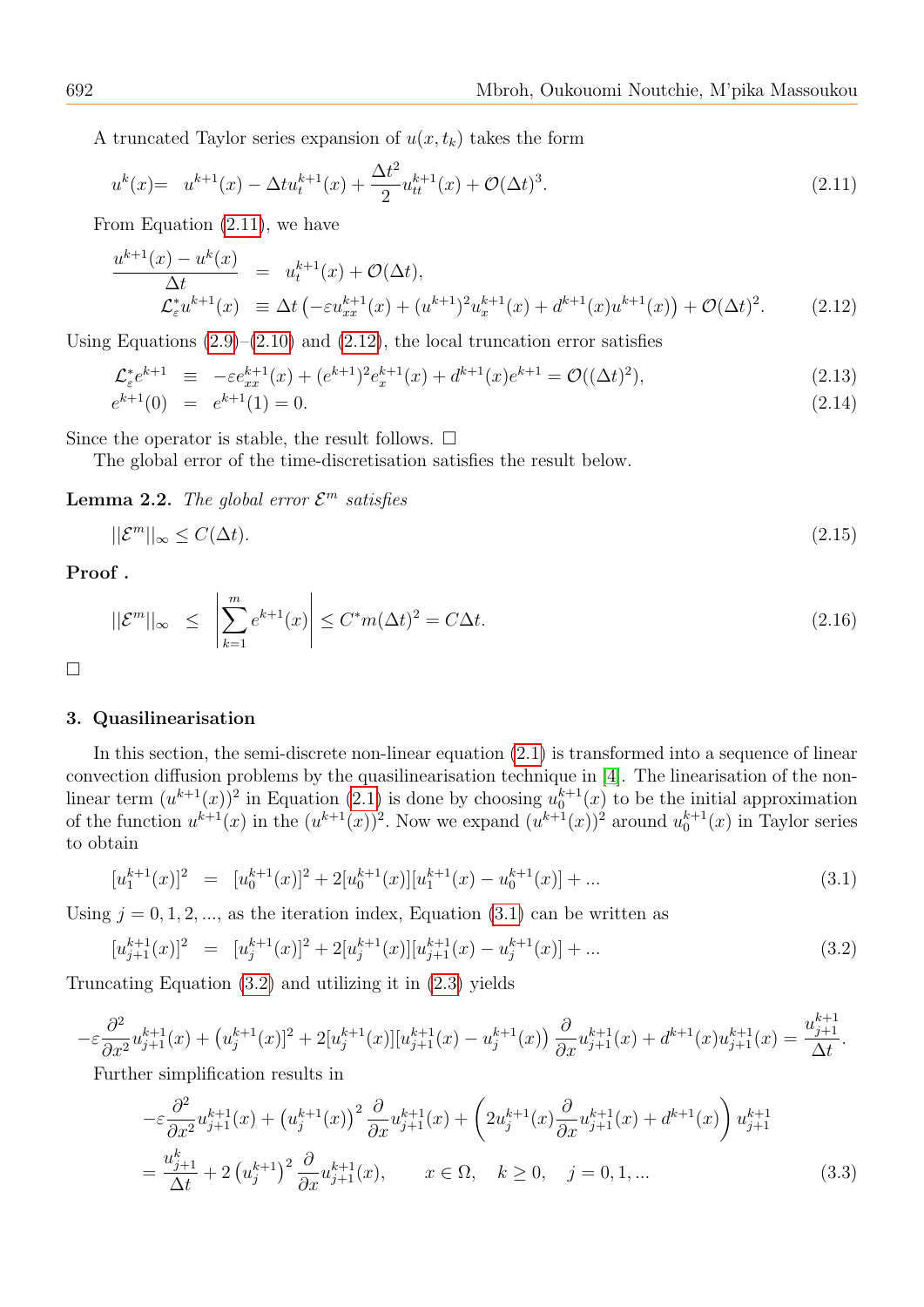A truncated Taylor series expansion of $u(x,t_k)$ takes the form

$$u^k(x) = \;\; u^{k+1}(x) - \Delta t u_t^{k+1}(x) + \frac{\Delta t^2}{2} u_{tt}^{k+1}(x) + \mathcal{O}(\Delta t)^3. \tag{2.11}$$

From Equation (2.11), we have

$$\begin{aligned} \frac{u^{k+1}(x) - u^k(x)}{\Delta t} \;&=\; u_t^{k+1}(x) + \mathcal{O}(\Delta t), \\ \mathcal{L}_\varepsilon^* u^{k+1}(x) \;&\equiv\; \Delta t \left(-\varepsilon u_{xx}^{k+1}(x) + (u^{k+1})^2 u_x^{k+1}(x) + d^{k+1}(x) u^{k+1}(x)\right) + \mathcal{O}(\Delta t)^2. \end{aligned} \tag{2.12}$$

Using Equations (2.9)–(2.10) and (2.12), the local truncation error satisfies

$$\mathcal{L}_\varepsilon^* e^{k+1} \;\equiv\; -\varepsilon e_{xx}^{k+1}(x) + (e^{k+1})^2 e_x^{k+1}(x) + d^{k+1}(x) e^{k+1} = \mathcal{O}((\Delta t)^2), \tag{2.13}$$

$$e^{k+1}(0) \;=\; e^{k+1}(1) = 0. \tag{2.14}$$

Since the operator is stable, the result follows. $\square$

The global error of the time-discretisation satisfies the result below.

**Lemma 2.2.** *The global error $\mathcal{E}^m$ satisfies*

$$||\mathcal{E}^m||_\infty \leq C(\Delta t). \tag{2.15}$$

**Proof .**

$$||\mathcal{E}^m||_\infty \;\leq\; \left|\sum_{k=1}^{m} e^{k+1}(x)\right| \leq C^* m (\Delta t)^2 = C \Delta t. \tag{2.16}$$

$\square$

## 3. Quasilinearisation

In this section, the semi-discrete non-linear equation (2.1) is transformed into a sequence of linear convection diffusion problems by the quasilinearisation technique in [4]. The linearisation of the non-linear term $(u^{k+1}(x))^2$ in Equation (2.1) is done by choosing $u_0^{k+1}(x)$ to be the initial approximation of the function $u^{k+1}(x)$ in the $(u^{k+1}(x))^2$. Now we expand $(u^{k+1}(x))^2$ around $u_0^{k+1}(x)$ in Taylor series to obtain

$$[u_1^{k+1}(x)]^2 \;=\; [u_0^{k+1}(x)]^2 + 2[u_0^{k+1}(x)][u_1^{k+1}(x) - u_0^{k+1}(x)] + \ldots \tag{3.1}$$

Using $j = 0, 1, 2, \ldots$, as the iteration index, Equation (3.1) can be written as

$$[u_{j+1}^{k+1}(x)]^2 \;=\; [u_j^{k+1}(x)]^2 + 2[u_j^{k+1}(x)][u_{j+1}^{k+1}(x) - u_j^{k+1}(x)] + \ldots \tag{3.2}$$

Truncating Equation (3.2) and utilizing it in (2.3) yields

$$-\varepsilon \frac{\partial^2}{\partial x^2} u_{j+1}^{k+1}(x) + \left(u_j^{k+1}(x)]^2 + 2[u_j^{k+1}(x)][u_{j+1}^{k+1}(x) - u_j^{k+1}(x)\right) \frac{\partial}{\partial x} u_{j+1}^{k+1}(x) + d^{k+1}(x) u_{j+1}^{k+1}(x) = \frac{u_{j+1}^{k+1}}{\Delta t}.$$

Further simplification results in

$$\begin{aligned} &-\varepsilon \frac{\partial^2}{\partial x^2} u_{j+1}^{k+1}(x) + \left(u_j^{k+1}(x)\right)^2 \frac{\partial}{\partial x} u_{j+1}^{k+1}(x) + \left(2 u_j^{k+1}(x) \frac{\partial}{\partial x} u_{j+1}^{k+1}(x) + d^{k+1}(x)\right) u_{j+1}^{k+1} \\ &= \frac{u_{j+1}^{k}}{\Delta t} + 2\left(u_j^{k+1}\right)^2 \frac{\partial}{\partial x} u_{j+1}^{k+1}(x), \qquad x \in \Omega, \quad k \geq 0, \quad j = 0, 1, \ldots \end{aligned} \tag{3.3}$$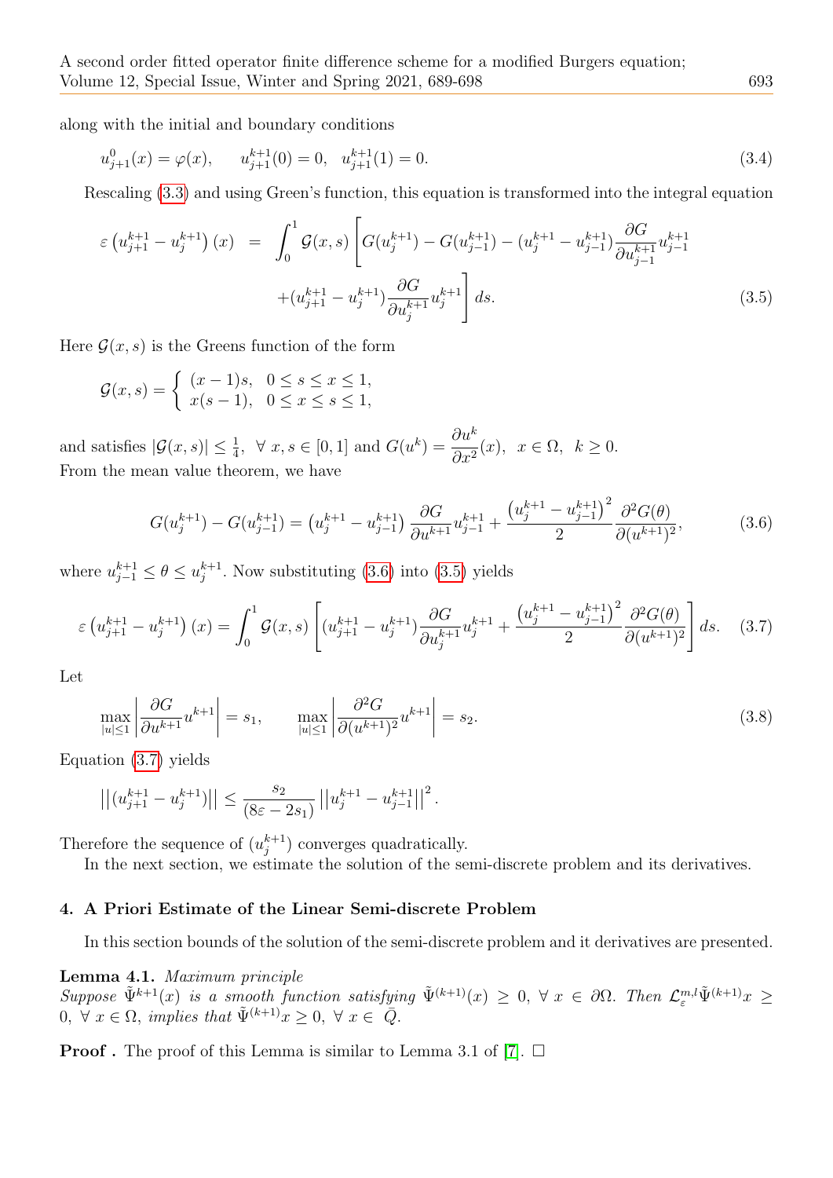along with the initial and boundary conditions

$$u^0_{j+1}(x) = \varphi(x), \qquad u^{k+1}_{j+1}(0) = 0, \quad u^{k+1}_{j+1}(1) = 0. \tag{3.4}$$

Rescaling (3.3) and using Green's function, this equation is transformed into the integral equation

$$\begin{aligned} \varepsilon\left(u^{k+1}_{j+1} - u^{k+1}_{j}\right)(x) &= \int_0^1 \mathcal{G}(x,s)\left[G(u^{k+1}_j) - G(u^{k+1}_{j-1}) - (u^{k+1}_j - u^{k+1}_{j-1})\frac{\partial G}{\partial u^{k+1}_{j-1}} u^{k+1}_{j-1}\right. \\ &\qquad \left. + (u^{k+1}_{j+1} - u^{k+1}_{j})\frac{\partial G}{\partial u^{k+1}_{j}} u^{k+1}_{j}\right] ds. \end{aligned} \tag{3.5}$$

Here $\mathcal{G}(x,s)$ is the Greens function of the form

$$\mathcal{G}(x,s) = \begin{cases} (x-1)s, & 0 \le s \le x \le 1, \\ x(s-1), & 0 \le x \le s \le 1, \end{cases}$$

and satisfies $|\mathcal{G}(x,s)| \le \frac{1}{4}, \ \forall \ x, s \in [0,1]$ and $G(u^k) = \dfrac{\partial u^k}{\partial x^2}(x), \ \ x \in \Omega, \ \ k \ge 0.$
From the mean value theorem, we have

$$G(u^{k+1}_j) - G(u^{k+1}_{j-1}) = \left(u^{k+1}_j - u^{k+1}_{j-1}\right)\frac{\partial G}{\partial u^{k+1}} u^{k+1}_{j-1} + \frac{\left(u^{k+1}_j - u^{k+1}_{j-1}\right)^2}{2}\frac{\partial^2 G(\theta)}{\partial (u^{k+1})^2}, \tag{3.6}$$

where $u^{k+1}_{j-1} \le \theta \le u^{k+1}_j$. Now substituting (3.6) into (3.5) yields

$$\varepsilon\left(u^{k+1}_{j+1} - u^{k+1}_{j}\right)(x) = \int_0^1 \mathcal{G}(x,s)\left[(u^{k+1}_{j+1} - u^{k+1}_{j})\frac{\partial G}{\partial u^{k+1}_{j}} u^{k+1}_{j} + \frac{\left(u^{k+1}_j - u^{k+1}_{j-1}\right)^2}{2}\frac{\partial^2 G(\theta)}{\partial (u^{k+1})^2}\right] ds. \tag{3.7}$$

Let

$$\max_{|u|\le 1}\left|\frac{\partial G}{\partial u^{k+1}} u^{k+1}\right| = s_1, \qquad \max_{|u|\le 1}\left|\frac{\partial^2 G}{\partial (u^{k+1})^2} u^{k+1}\right| = s_2. \tag{3.8}$$

Equation (3.7) yields

$$\left|\left|(u^{k+1}_{j+1} - u^{k+1}_{j})\right|\right| \le \frac{s_2}{(8\varepsilon - 2s_1)}\left|\left|u^{k+1}_j - u^{k+1}_{j-1}\right|\right|^2.$$

Therefore the sequence of $(u^{k+1}_j)$ converges quadratically.

In the next section, we estimate the solution of the semi-discrete problem and its derivatives.

## 4. A Priori Estimate of the Linear Semi-discrete Problem

In this section bounds of the solution of the semi-discrete problem and it derivatives are presented.

**Lemma 4.1.** *Maximum principle*
*Suppose $\tilde{\Psi}^{k+1}(x)$ is a smooth function satisfying $\tilde{\Psi}^{(k+1)}(x) \ge 0, \ \forall \ x \in \partial\Omega$. Then $\mathcal{L}^{m,l}_{\varepsilon}\tilde{\Psi}^{(k+1)}x \ge 0, \ \forall \ x \in \Omega$, implies that $\tilde{\Psi}^{(k+1)}x \ge 0, \ \forall \ x \in \ \bar{Q}$.*

**Proof .** The proof of this Lemma is similar to Lemma 3.1 of [7]. □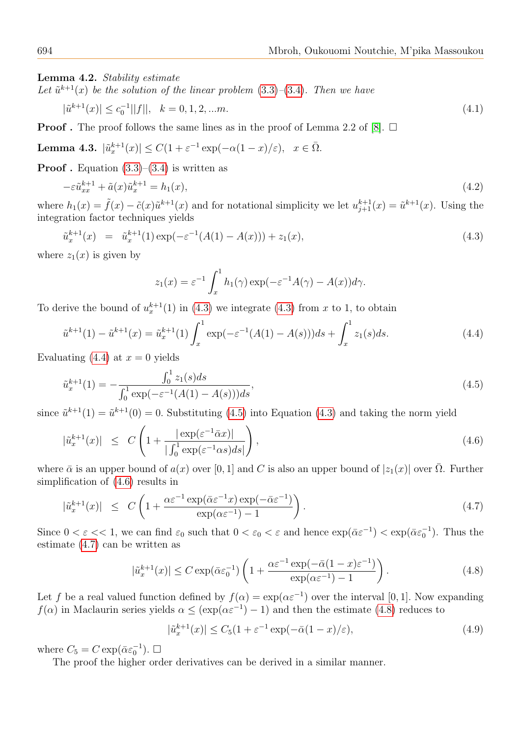**Lemma 4.2.** *Stability estimate*
*Let $\tilde{u}^{k+1}(x)$ be the solution of the linear problem (3.3)–(3.4). Then we have*

$$|\tilde{u}^{k+1}(x)| \leq c_0^{-1}||f||, \quad k = 0, 1, 2, ...m. \tag{4.1}$$

**Proof .** The proof follows the same lines as in the proof of Lemma 2.2 of [8]. □

**Lemma 4.3.** $|\tilde{u}_x^{k+1}(x)| \leq C(1 + \varepsilon^{-1}\exp(-\alpha(1-x)/\varepsilon), \quad x \in \bar{\Omega}.$

**Proof .** Equation (3.3)–(3.4) is written as

$$-\varepsilon\tilde{u}_{xx}^{k+1} + \tilde{a}(x)\tilde{u}_x^{k+1} = h_1(x), \tag{4.2}$$

where $h_1(x) = \tilde{f}(x) - \tilde{c}(x)\tilde{u}^{k+1}(x)$ and for notational simplicity we let $u_{j+1}^{k+1}(x) = \tilde{u}^{k+1}(x)$. Using the integration factor techniques yields

$$\tilde{u}_x^{k+1}(x) \quad = \quad \tilde{u}_x^{k+1}(1)\exp(-\varepsilon^{-1}(A(1) - A(x))) + z_1(x), \tag{4.3}$$

where $z_1(x)$ is given by

$$z_1(x) = \varepsilon^{-1}\int_x^1 h_1(\gamma)\exp(-\varepsilon^{-1}A(\gamma) - A(x))d\gamma.$$

To derive the bound of $u_x^{k+1}(1)$ in (4.3) we integrate (4.3) from $x$ to 1, to obtain

$$\tilde{u}^{k+1}(1) - \tilde{u}^{k+1}(x) = \tilde{u}_x^{k+1}(1)\int_x^1 \exp(-\varepsilon^{-1}(A(1) - A(s)))ds + \int_x^1 z_1(s)ds. \tag{4.4}$$

Evaluating (4.4) at $x = 0$ yields

$$\tilde{u}_x^{k+1}(1) = -\frac{\int_0^1 z_1(s)ds}{\int_0^1 \exp(-\varepsilon^{-1}(A(1) - A(s)))ds}, \tag{4.5}$$

since $\tilde{u}^{k+1}(1) = \tilde{u}^{k+1}(0) = 0$. Substituting (4.5) into Equation (4.3) and taking the norm yield

$$|\tilde{u}_x^{k+1}(x)| \quad \leq \quad C\left(1 + \frac{|\exp(\varepsilon^{-1}\bar{\alpha}x)|}{|\int_0^1 \exp(\varepsilon^{-1}\alpha s)ds|}\right), \tag{4.6}$$

where $\bar{\alpha}$ is an upper bound of $a(x)$ over $[0, 1]$ and $C$ is also an upper bound of $|z_1(x)|$ over $\bar{\Omega}$. Further simplification of (4.6) results in

$$|\tilde{u}_x^{k+1}(x)| \quad \leq \quad C\left(1 + \frac{\alpha\varepsilon^{-1}\exp(\bar{\alpha}\varepsilon^{-1}x)\exp(-\bar{\alpha}\varepsilon^{-1})}{\exp(\alpha\varepsilon^{-1}) - 1}\right). \tag{4.7}$$

Since $0 < \varepsilon << 1$, we can find $\varepsilon_0$ such that $0 < \varepsilon_0 < \varepsilon$ and hence $\exp(\bar{\alpha}\varepsilon^{-1}) < \exp(\bar{\alpha}\varepsilon_0^{-1})$. Thus the estimate (4.7) can be written as

$$|\tilde{u}_x^{k+1}(x)| \leq C\exp(\bar{\alpha}\varepsilon_0^{-1})\left(1 + \frac{\alpha\varepsilon^{-1}\exp(-\bar{\alpha}(1-x)\varepsilon^{-1})}{\exp(\alpha\varepsilon^{-1}) - 1}\right). \tag{4.8}$$

Let $f$ be a real valued function defined by $f(\alpha) = \exp(\alpha\varepsilon^{-1})$ over the interval $[0, 1]$. Now expanding $f(\alpha)$ in Maclaurin series yields $\alpha \leq (\exp(\alpha\varepsilon^{-1}) - 1)$ and then the estimate (4.8) reduces to

$$|\tilde{u}_x^{k+1}(x)| \leq C_5(1 + \varepsilon^{-1}\exp(-\bar{\alpha}(1-x)/\varepsilon), \tag{4.9}$$

where $C_5 = C\exp(\bar{\alpha}\varepsilon_0^{-1})$. □

The proof the higher order derivatives can be derived in a similar manner.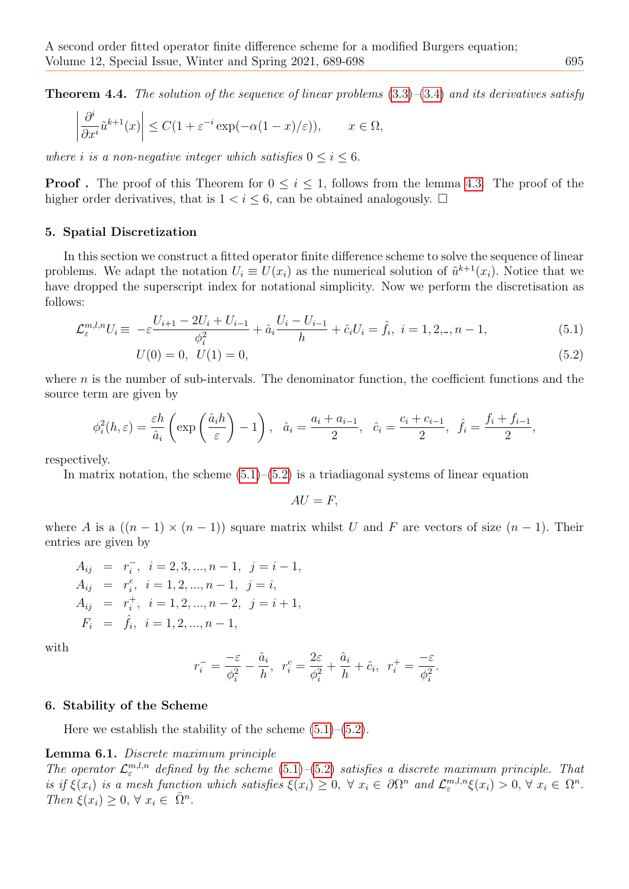**Theorem 4.4.** *The solution of the sequence of linear problems (3.3)–(3.4) and its derivatives satisfy*

$$\left|\frac{\partial^i}{\partial x^i}\tilde{u}^{k+1}(x)\right| \leq C(1+\varepsilon^{-i}\exp(-\alpha(1-x)/\varepsilon)), \qquad x \in \Omega,$$

*where $i$ is a non-negative integer which satisfies $0 \leq i \leq 6$.*

**Proof .** The proof of this Theorem for $0 \leq i \leq 1$, follows from the lemma 4.3. The proof of the higher order derivatives, that is $1 < i \leq 6$, can be obtained analogously. □

## 5. Spatial Discretization

In this section we construct a fitted operator finite difference scheme to solve the sequence of linear problems. We adapt the notation $U_i \equiv U(x_i)$ as the numerical solution of $\tilde{u}^{k+1}(x_i)$. Notice that we have dropped the superscript index for notational simplicity. Now we perform the discretisation as follows:

$$\mathcal{L}_\varepsilon^{m,l,n}U_i \equiv -\varepsilon\frac{U_{i+1}-2U_i+U_{i-1}}{\phi_i^2} + \hat{a}_i\frac{U_i-U_{i-1}}{h} + \hat{c}_iU_i = \hat{f}_i, \;\; i=1,2,..,n-1, \tag{5.1}$$

$$U(0)=0, \;\; U(1)=0, \tag{5.2}$$

where $n$ is the number of sub-intervals. The denominator function, the coefficient functions and the source term are given by

$$\phi_i^2(h,\varepsilon) = \frac{\varepsilon h}{\hat{a}_i}\left(\exp\left(\frac{\hat{a}_ih}{\varepsilon}\right)-1\right), \;\; \hat{a}_i = \frac{a_i+a_{i-1}}{2}, \;\; \hat{c}_i = \frac{c_i+c_{i-1}}{2}, \;\; \hat{f}_i = \frac{f_i+f_{i-1}}{2},$$

respectively.

In matrix notation, the scheme (5.1)–(5.2) is a triadiagonal systems of linear equation

$$AU = F,$$

where $A$ is a $((n-1)\times(n-1))$ square matrix whilst $U$ and $F$ are vectors of size $(n-1)$. Their entries are given by

$$\begin{aligned}
A_{ij} &= r_i^-, \;\; i=2,3,...,n-1, \;\; j=i-1,\\
A_{ij} &= r_i^c, \;\; i=1,2,...,n-1, \;\; j=i,\\
A_{ij} &= r_i^+, \;\; i=1,2,...,n-2, \;\; j=i+1,\\
F_i &= \hat{f}_i, \;\; i=1,2,...,n-1,
\end{aligned}$$

with

$$r_i^- = \frac{-\varepsilon}{\phi_i^2} - \frac{\hat{a}_i}{h}, \;\; r_i^c = \frac{2\varepsilon}{\phi_i^2} + \frac{\hat{a}_i}{h} + \hat{c}_i, \;\; r_i^+ = \frac{-\varepsilon}{\phi_i^2}.$$

## 6. Stability of the Scheme

Here we establish the stability of the scheme (5.1)–(5.2).

**Lemma 6.1.** *Discrete maximum principle*
*The operator $\mathcal{L}_\varepsilon^{m,l,n}$ defined by the scheme (5.1)–(5.2) satisfies a discrete maximum principle. That is if $\xi(x_i)$ is a mesh function which satisfies $\xi(x_i) \geq 0, \; \forall \; x_i \in \partial\Omega^n$ and $\mathcal{L}_\varepsilon^{m,l,n}\xi(x_i) > 0, \; \forall \; x_i \in \Omega^n$. Then $\xi(x_i) \geq 0, \; \forall \; x_i \in \bar{\Omega}^n$.*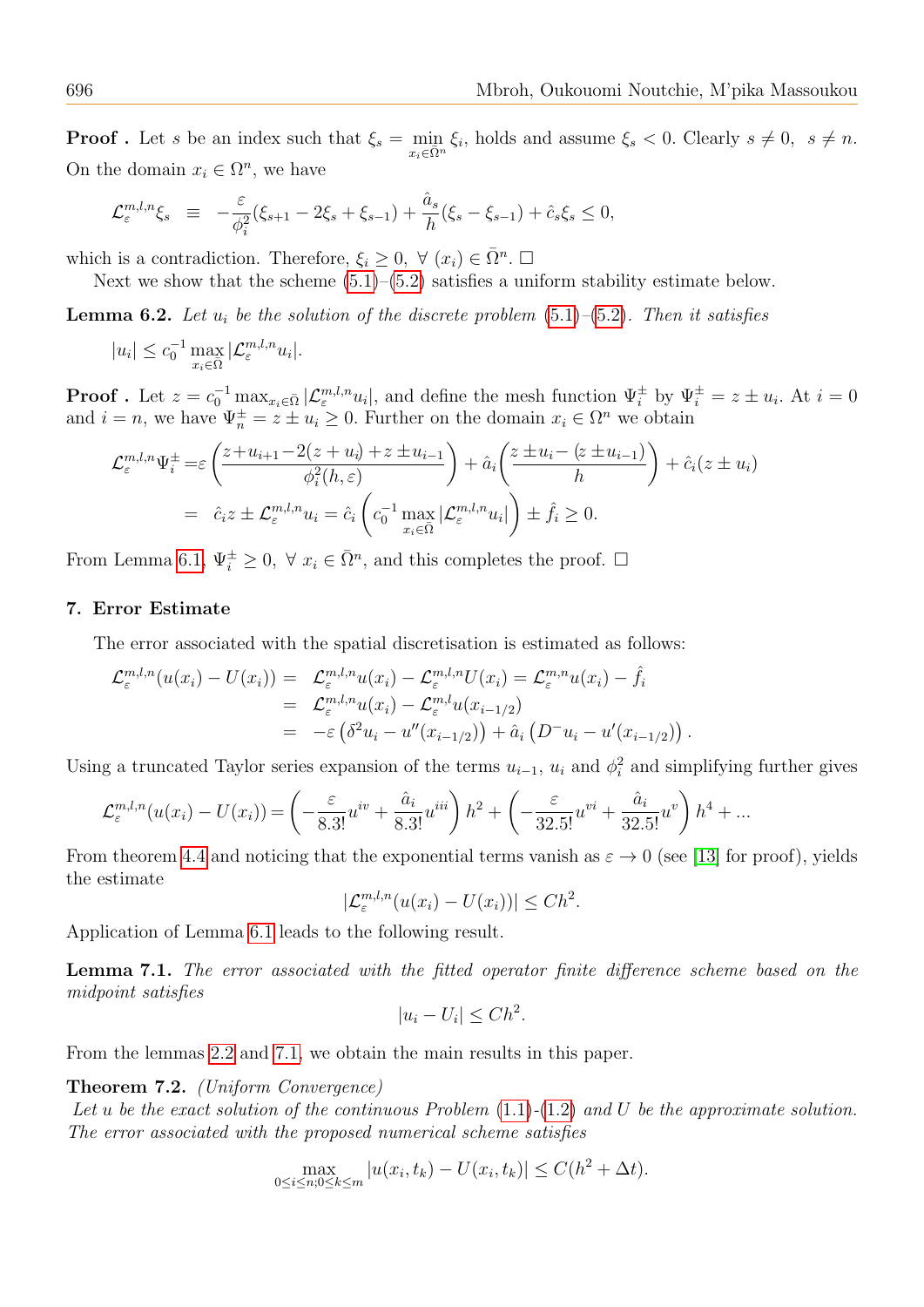**Proof .** Let $s$ be an index such that $\xi_s = \min_{x_i \in \bar{\Omega}^n} \xi_i$, holds and assume $\xi_s < 0$. Clearly $s \neq 0,\ \ s \neq n$. On the domain $x_i \in \Omega^n$, we have

$$\mathcal{L}_{\varepsilon}^{m,l,n}\xi_s \ \ \equiv \ \ -\frac{\varepsilon}{\phi_i^2}(\xi_{s+1} - 2\xi_s + \xi_{s-1}) + \frac{\hat{a}_s}{h}(\xi_s - \xi_{s-1}) + \hat{c}_s\xi_s \leq 0,$$

which is a contradiction. Therefore, $\xi_i \geq 0,\ \forall\ (x_i) \in \bar{\Omega}^n$. $\square$

Next we show that the scheme (5.1)–(5.2) satisfies a uniform stability estimate below.

**Lemma 6.2.** *Let $u_i$ be the solution of the discrete problem (5.1)–(5.2). Then it satisfies*

$$|u_i| \leq c_0^{-1} \max_{x_i \in \bar{\Omega}} |\mathcal{L}_{\varepsilon}^{m,l,n} u_i|.$$

**Proof .** Let $z = c_0^{-1} \max_{x_i \in \bar{\Omega}} |\mathcal{L}_{\varepsilon}^{m,l,n} u_i|$, and define the mesh function $\Psi_i^{\pm}$ by $\Psi_i^{\pm} = z \pm u_i$. At $i = 0$ and $i = n$, we have $\Psi_n^{\pm} = z \pm u_i \geq 0$. Further on the domain $x_i \in \Omega^n$ we obtain

$$\begin{aligned}
\mathcal{L}_{\varepsilon}^{m,l,n}\Psi_i^{\pm} =& \varepsilon\left(\frac{z + u_{i+1} - 2(z + u_i) + z \pm u_{i-1}}{\phi_i^2(h,\varepsilon)}\right) + \hat{a}_i\left(\frac{z \pm u_i - (z \pm u_{i-1})}{h}\right) + \hat{c}_i(z \pm u_i) \\
=& \ \ \hat{c}_i z \pm \mathcal{L}_{\varepsilon}^{m,l,n} u_i = \hat{c}_i\left(c_0^{-1} \max_{x_i \in \bar{\Omega}} |\mathcal{L}_{\varepsilon}^{m,l,n} u_i|\right) \pm \hat{f}_i \geq 0.
\end{aligned}$$

From Lemma 6.1, $\Psi_i^{\pm} \geq 0,\ \forall\ x_i \in \bar{\Omega}^n$, and this completes the proof. $\square$

## 7. Error Estimate

The error associated with the spatial discretisation is estimated as follows:

$$\begin{aligned}
\mathcal{L}_{\varepsilon}^{m,l,n}(u(x_i) - U(x_i)) =& \ \ \mathcal{L}_{\varepsilon}^{m,l,n}u(x_i) - \mathcal{L}_{\varepsilon}^{m,l,n}U(x_i) = \mathcal{L}_{\varepsilon}^{m,n}u(x_i) - \hat{f}_i \\
=& \ \ \mathcal{L}_{\varepsilon}^{m,l,n}u(x_i) - \mathcal{L}_{\varepsilon}^{m,l}u(x_{i-1/2}) \\
=& \ \ -\varepsilon\left(\delta^2 u_i - u''(x_{i-1/2})\right) + \hat{a}_i\left(D^- u_i - u'(x_{i-1/2})\right).
\end{aligned}$$

Using a truncated Taylor series expansion of the terms $u_{i-1}$, $u_i$ and $\phi_i^2$ and simplifying further gives

$$\mathcal{L}_{\varepsilon}^{m,l,n}(u(x_i) - U(x_i)) = \left(-\frac{\varepsilon}{8.3!}u^{iv} + \frac{\hat{a}_i}{8.3!}u^{iii}\right)h^2 + \left(-\frac{\varepsilon}{32.5!}u^{vi} + \frac{\hat{a}_i}{32.5!}u^{v}\right)h^4 + \ldots$$

From theorem 4.4 and noticing that the exponential terms vanish as $\varepsilon \to 0$ (see [13] for proof), yields the estimate

$$|\mathcal{L}_{\varepsilon}^{m,l,n}(u(x_i) - U(x_i))| \leq Ch^2.$$

Application of Lemma 6.1 leads to the following result.

**Lemma 7.1.** *The error associated with the fitted operator finite difference scheme based on the midpoint satisfies*

$$|u_i - U_i| \leq Ch^2.$$

From the lemmas 2.2 and 7.1, we obtain the main results in this paper.

**Theorem 7.2.** *(Uniform Convergence)*
*Let $u$ be the exact solution of the continuous Problem (1.1)-(1.2) and $U$ be the approximate solution. The error associated with the proposed numerical scheme satisfies*

$$\max_{0 \leq i \leq n; 0 \leq k \leq m} |u(x_i, t_k) - U(x_i, t_k)| \leq C(h^2 + \Delta t).$$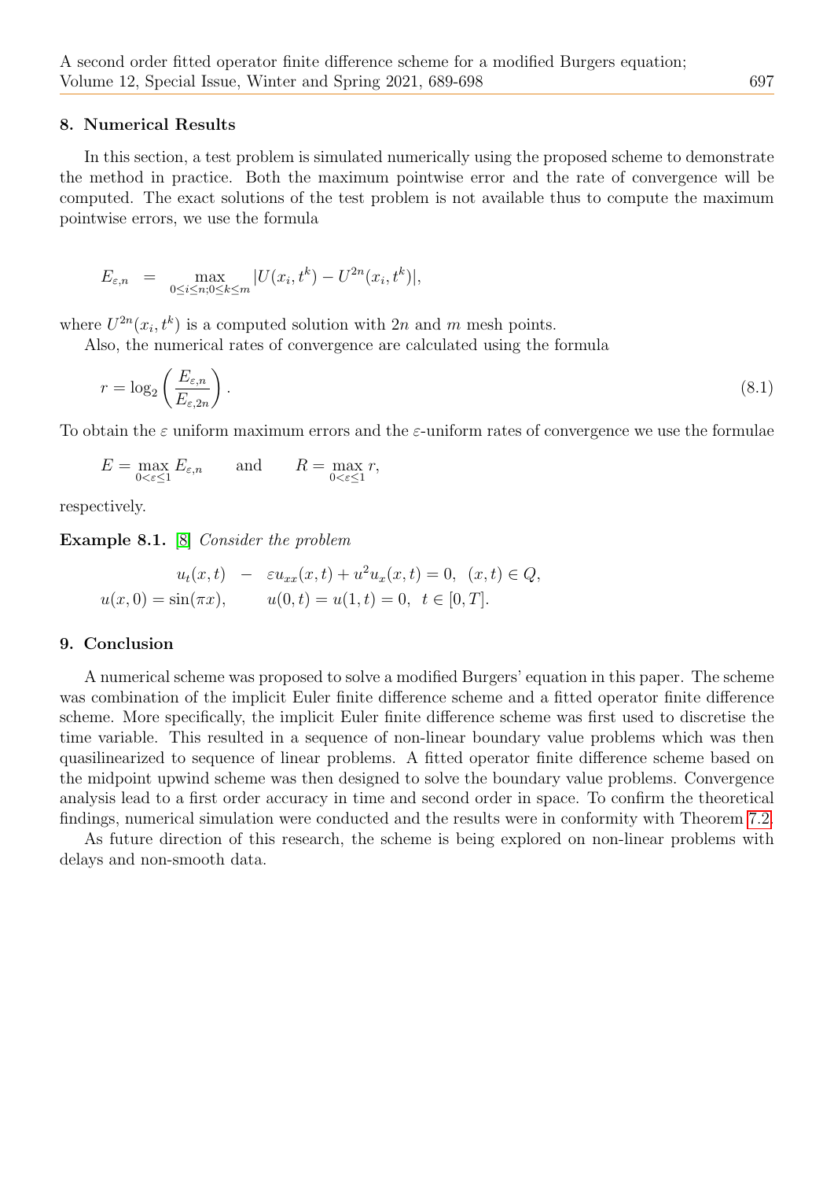## 8. Numerical Results

In this section, a test problem is simulated numerically using the proposed scheme to demonstrate the method in practice. Both the maximum pointwise error and the rate of convergence will be computed. The exact solutions of the test problem is not available thus to compute the maximum pointwise errors, we use the formula

$$E_{\varepsilon,n} \;=\; \max_{0\leq i\leq n; 0\leq k\leq m} |U(x_i,t^k) - U^{2n}(x_i,t^k)|,$$

where $U^{2n}(x_i,t^k)$ is a computed solution with $2n$ and $m$ mesh points.

Also, the numerical rates of convergence are calculated using the formula

$$r = \log_2\left(\frac{E_{\varepsilon,n}}{E_{\varepsilon,2n}}\right). \tag{8.1}$$

To obtain the $\varepsilon$ uniform maximum errors and the $\varepsilon$-uniform rates of convergence we use the formulae

$$E = \max_{0<\varepsilon\leq 1} E_{\varepsilon,n} \qquad \text{and} \qquad R = \max_{0<\varepsilon\leq 1} r,$$

respectively.

**Example 8.1.** [8] *Consider the problem*

$$\begin{aligned} u_t(x,t) \;\; &- \;\; \varepsilon u_{xx}(x,t) + u^2 u_x(x,t) = 0, \;\; (x,t) \in Q, \\ u(x,0) = \sin(\pi x), \qquad & u(0,t) = u(1,t) = 0, \;\; t \in [0,T]. \end{aligned}$$

## 9. Conclusion

A numerical scheme was proposed to solve a modified Burgers' equation in this paper. The scheme was combination of the implicit Euler finite difference scheme and a fitted operator finite difference scheme. More specifically, the implicit Euler finite difference scheme was first used to discretise the time variable. This resulted in a sequence of non-linear boundary value problems which was then quasilinearized to sequence of linear problems. A fitted operator finite difference scheme based on the midpoint upwind scheme was then designed to solve the boundary value problems. Convergence analysis lead to a first order accuracy in time and second order in space. To confirm the theoretical findings, numerical simulation were conducted and the results were in conformity with Theorem 7.2.

As future direction of this research, the scheme is being explored on non-linear problems with delays and non-smooth data.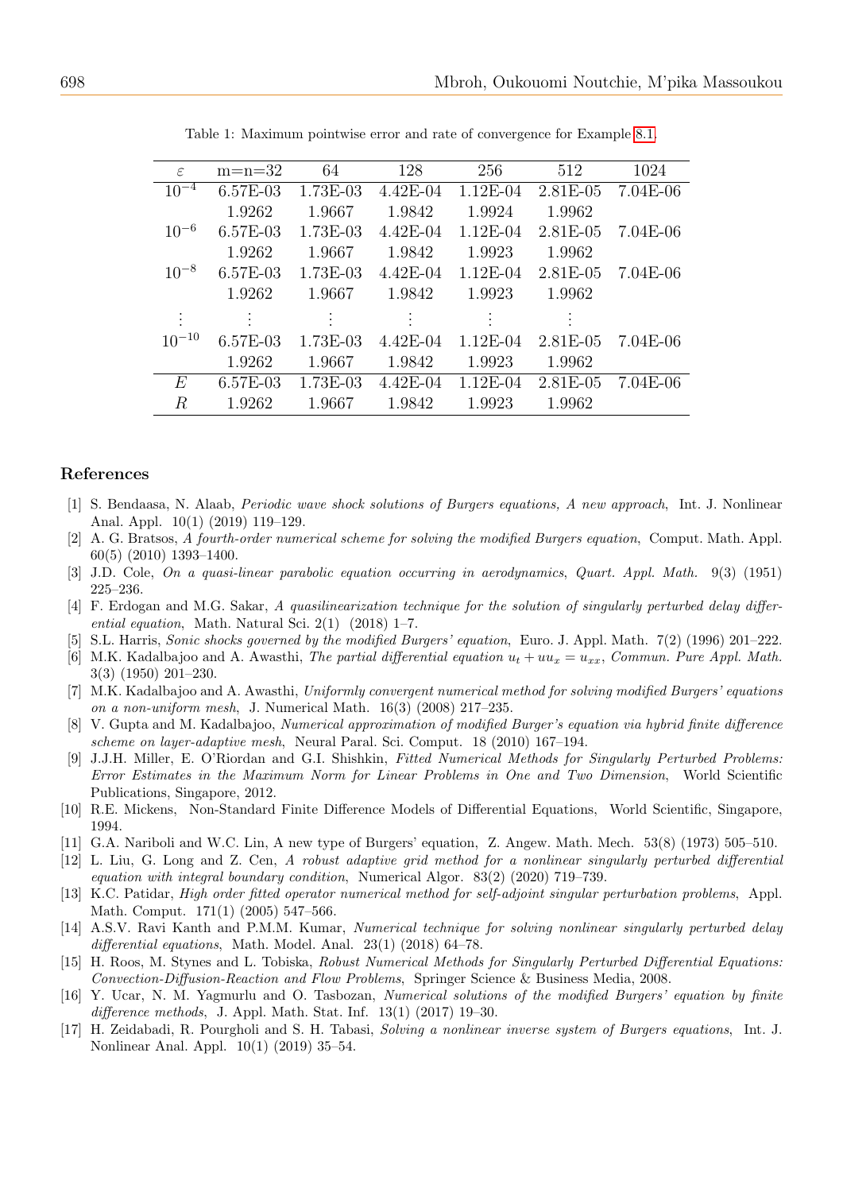Table 1: Maximum pointwise error and rate of convergence for Example 8.1.

| $\varepsilon$ | m=n=32 | 64 | 128 | 256 | 512 | 1024 |
|---|---|---|---|---|---|---|
| $10^{-4}$ | 6.57E-03 | 1.73E-03 | 4.42E-04 | 1.12E-04 | 2.81E-05 | 7.04E-06 |
| | 1.9262 | 1.9667 | 1.9842 | 1.9924 | 1.9962 | |
| $10^{-6}$ | 6.57E-03 | 1.73E-03 | 4.42E-04 | 1.12E-04 | 2.81E-05 | 7.04E-06 |
| | 1.9262 | 1.9667 | 1.9842 | 1.9923 | 1.9962 | |
| $10^{-8}$ | 6.57E-03 | 1.73E-03 | 4.42E-04 | 1.12E-04 | 2.81E-05 | 7.04E-06 |
| | 1.9262 | 1.9667 | 1.9842 | 1.9923 | 1.9962 | |
| $\vdots$ | $\vdots$ | $\vdots$ | $\vdots$ | $\vdots$ | $\vdots$ | |
| $10^{-10}$ | 6.57E-03 | 1.73E-03 | 4.42E-04 | 1.12E-04 | 2.81E-05 | 7.04E-06 |
| | 1.9262 | 1.9667 | 1.9842 | 1.9923 | 1.9962 | |
| $E$ | 6.57E-03 | 1.73E-03 | 4.42E-04 | 1.12E-04 | 2.81E-05 | 7.04E-06 |
| $R$ | 1.9262 | 1.9667 | 1.9842 | 1.9923 | 1.9962 | |

## References

[1] S. Bendaasa, N. Alaab, *Periodic wave shock solutions of Burgers equations, A new approach*, Int. J. Nonlinear Anal. Appl. 10(1) (2019) 119–129.

[2] A. G. Bratsos, *A fourth-order numerical scheme for solving the modified Burgers equation*, Comput. Math. Appl. 60(5) (2010) 1393–1400.

[3] J.D. Cole, *On a quasi-linear parabolic equation occurring in aerodynamics*, *Quart. Appl. Math.* 9(3) (1951) 225–236.

[4] F. Erdogan and M.G. Sakar, *A quasilinearization technique for the solution of singularly perturbed delay differential equation*, Math. Natural Sci. 2(1) (2018) 1–7.

[5] S.L. Harris, *Sonic shocks governed by the modified Burgers' equation*, Euro. J. Appl. Math. 7(2) (1996) 201–222.

[6] M.K. Kadalbajoo and A. Awasthi, *The partial differential equation $u_t + uu_x = u_{xx}$*, *Commun. Pure Appl. Math.* 3(3) (1950) 201–230.

[7] M.K. Kadalbajoo and A. Awasthi, *Uniformly convergent numerical method for solving modified Burgers' equations on a non-uniform mesh*, J. Numerical Math. 16(3) (2008) 217–235.

[8] V. Gupta and M. Kadalbajoo, *Numerical approximation of modified Burger's equation via hybrid finite difference scheme on layer-adaptive mesh*, Neural Paral. Sci. Comput. 18 (2010) 167–194.

[9] J.J.H. Miller, E. O'Riordan and G.I. Shishkin, *Fitted Numerical Methods for Singularly Perturbed Problems: Error Estimates in the Maximum Norm for Linear Problems in One and Two Dimension*, World Scientific Publications, Singapore, 2012.

[10] R.E. Mickens, Non-Standard Finite Difference Models of Differential Equations, World Scientific, Singapore, 1994.

[11] G.A. Nariboli and W.C. Lin, A new type of Burgers' equation, Z. Angew. Math. Mech. 53(8) (1973) 505–510.

[12] L. Liu, G. Long and Z. Cen, *A robust adaptive grid method for a nonlinear singularly perturbed differential equation with integral boundary condition*, Numerical Algor. 83(2) (2020) 719–739.

[13] K.C. Patidar, *High order fitted operator numerical method for self-adjoint singular perturbation problems*, Appl. Math. Comput. 171(1) (2005) 547–566.

[14] A.S.V. Ravi Kanth and P.M.M. Kumar, *Numerical technique for solving nonlinear singularly perturbed delay differential equations*, Math. Model. Anal. 23(1) (2018) 64–78.

[15] H. Roos, M. Stynes and L. Tobiska, *Robust Numerical Methods for Singularly Perturbed Differential Equations: Convection-Diffusion-Reaction and Flow Problems*, Springer Science & Business Media, 2008.

[16] Y. Ucar, N. M. Yagmurlu and O. Tasbozan, *Numerical solutions of the modified Burgers' equation by finite difference methods*, J. Appl. Math. Stat. Inf. 13(1) (2017) 19–30.

[17] H. Zeidabadi, R. Pourgholi and S. H. Tabasi, *Solving a nonlinear inverse system of Burgers equations*, Int. J. Nonlinear Anal. Appl. 10(1) (2019) 35–54.